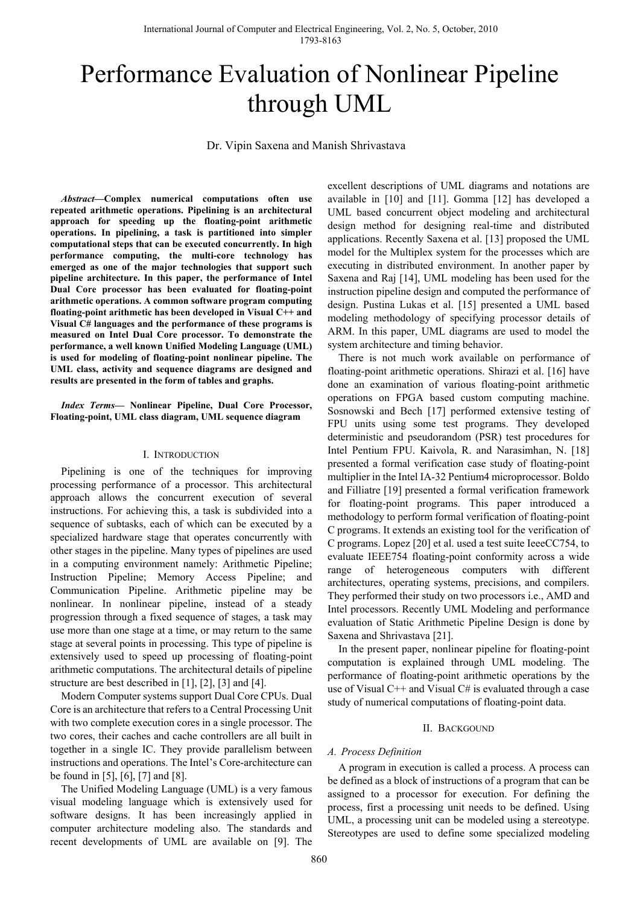# Performance Evaluation of Nonlinear Pipeline through UML

Dr. Vipin Saxena and Manish Shrivastava

***Abstract*—Complex numerical computations often use repeated arithmetic operations. Pipelining is an architectural approach for speeding up the floating-point arithmetic operations. In pipelining, a task is partitioned into simpler computational steps that can be executed concurrently. In high performance computing, the multi-core technology has emerged as one of the major technologies that support such pipeline architecture. In this paper, the performance of Intel Dual Core processor has been evaluated for floating-point arithmetic operations. A common software program computing floating-point arithmetic has been developed in Visual C++ and Visual C# languages and the performance of these programs is measured on Intel Dual Core processor. To demonstrate the performance, a well known Unified Modeling Language (UML) is used for modeling of floating-point nonlinear pipeline. The UML class, activity and sequence diagrams are designed and results are presented in the form of tables and graphs.**

***Index Terms*— Nonlinear Pipeline, Dual Core Processor, Floating-point, UML class diagram, UML sequence diagram**

## I. Introduction

Pipelining is one of the techniques for improving processing performance of a processor. This architectural approach allows the concurrent execution of several instructions. For achieving this, a task is subdivided into a sequence of subtasks, each of which can be executed by a specialized hardware stage that operates concurrently with other stages in the pipeline. Many types of pipelines are used in a computing environment namely: Arithmetic Pipeline; Instruction Pipeline; Memory Access Pipeline; and Communication Pipeline. Arithmetic pipeline may be nonlinear. In nonlinear pipeline, instead of a steady progression through a fixed sequence of stages, a task may use more than one stage at a time, or may return to the same stage at several points in processing. This type of pipeline is extensively used to speed up processing of floating-point arithmetic computations. The architectural details of pipeline structure are best described in [1], [2], [3] and [4].

Modern Computer systems support Dual Core CPUs. Dual Core is an architecture that refers to a Central Processing Unit with two complete execution cores in a single processor. The two cores, their caches and cache controllers are all built in together in a single IC. They provide parallelism between instructions and operations. The Intel's Core-architecture can be found in [5], [6], [7] and [8].

The Unified Modeling Language (UML) is a very famous visual modeling language which is extensively used for software designs. It has been increasingly applied in computer architecture modeling also. The standards and recent developments of UML are available on [9]. The excellent descriptions of UML diagrams and notations are available in [10] and [11]. Gomma [12] has developed a UML based concurrent object modeling and architectural design method for designing real-time and distributed applications. Recently Saxena et al. [13] proposed the UML model for the Multiplex system for the processes which are executing in distributed environment. In another paper by Saxena and Raj [14], UML modeling has been used for the instruction pipeline design and computed the performance of design. Pustina Lukas et al. [15] presented a UML based modeling methodology of specifying processor details of ARM. In this paper, UML diagrams are used to model the system architecture and timing behavior.

There is not much work available on performance of floating-point arithmetic operations. Shirazi et al. [16] have done an examination of various floating-point arithmetic operations on FPGA based custom computing machine. Sosnowski and Bech [17] performed extensive testing of FPU units using some test programs. They developed deterministic and pseudorandom (PSR) test procedures for Intel Pentium FPU. Kaivola, R. and Narasimhan, N. [18] presented a formal verification case study of floating-point multiplier in the Intel IA-32 Pentium4 microprocessor. Boldo and Filliatre [19] presented a formal verification framework for floating-point programs. This paper introduced a methodology to perform formal verification of floating-point C programs. It extends an existing tool for the verification of C programs. Lopez [20] et al. used a test suite IeeeCC754, to evaluate IEEE754 floating-point conformity across a wide range of heterogeneous computers with different architectures, operating systems, precisions, and compilers. They performed their study on two processors i.e., AMD and Intel processors. Recently UML Modeling and performance evaluation of Static Arithmetic Pipeline Design is done by Saxena and Shrivastava [21].

In the present paper, nonlinear pipeline for floating-point computation is explained through UML modeling. The performance of floating-point arithmetic operations by the use of Visual C++ and Visual C# is evaluated through a case study of numerical computations of floating-point data.

## II. Backgound

### A. Process Definition

A program in execution is called a process. A process can be defined as a block of instructions of a program that can be assigned to a processor for execution. For defining the process, first a processing unit needs to be defined. Using UML, a processing unit can be modeled using a stereotype. Stereotypes are used to define some specialized modeling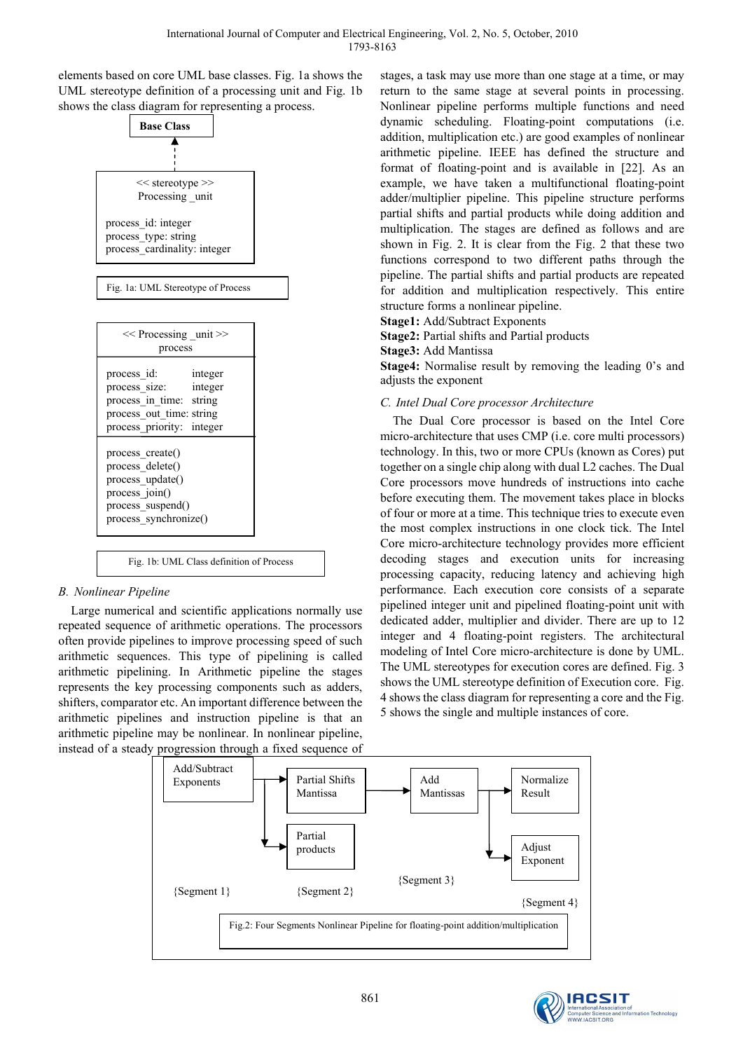elements based on core UML base classes. Fig. 1a shows the UML stereotype definition of a processing unit and Fig. 1b shows the class diagram for representing a process.

```
Base Class
    ^
    |
<< stereotype >>
Processing _unit

process_id: integer
process_type: string
process_cardinality: integer
```

Fig. 1a: UML Stereotype of Process

```
<< Processing _unit >>
process

process_id:       integer
process_size:     integer
process_in_time:  string
process_out_time: string
process_priority: integer

process_create()
process_delete()
process_update()
process_join()
process_suspend()
process_synchronize()
```

Fig. 1b: UML Class definition of Process

### B. Nonlinear Pipeline

Large numerical and scientific applications normally use repeated sequence of arithmetic operations. The processors often provide pipelines to improve processing speed of such arithmetic sequences. This type of pipelining is called arithmetic pipelining. In Arithmetic pipeline the stages represents the key processing components such as adders, shifters, comparator etc. An important difference between the arithmetic pipelines and instruction pipeline is that an arithmetic pipeline may be nonlinear. In nonlinear pipeline, instead of a steady progression through a fixed sequence of stages, a task may use more than one stage at a time, or may return to the same stage at several points in processing. Nonlinear pipeline performs multiple functions and need dynamic scheduling. Floating-point computations (i.e. addition, multiplication etc.) are good examples of nonlinear arithmetic pipeline. IEEE has defined the structure and format of floating-point and is available in [22]. As an example, we have taken a multifunctional floating-point adder/multiplier pipeline. This pipeline structure performs partial shifts and partial products while doing addition and multiplication. The stages are defined as follows and are shown in Fig. 2. It is clear from the Fig. 2 that these two functions correspond to two different paths through the pipeline. The partial shifts and partial products are repeated for addition and multiplication respectively. This entire structure forms a nonlinear pipeline.

**Stage1:** Add/Subtract Exponents

**Stage2:** Partial shifts and Partial products

**Stage3:** Add Mantissa

**Stage4:** Normalise result by removing the leading 0's and adjusts the exponent

### C. Intel Dual Core processor Architecture

The Dual Core processor is based on the Intel Core micro-architecture that uses CMP (i.e. core multi processors) technology. In this, two or more CPUs (known as Cores) put together on a single chip along with dual L2 caches. The Dual Core processors move hundreds of instructions into cache before executing them. The movement takes place in blocks of four or more at a time. This technique tries to execute even the most complex instructions in one clock tick. The Intel Core micro-architecture technology provides more efficient decoding stages and execution units for increasing processing capacity, reducing latency and achieving high performance. Each execution core consists of a separate pipelined integer unit and pipelined floating-point unit with dedicated adder, multiplier and divider. There are up to 12 integer and 4 floating-point registers. The architectural modeling of Intel Core micro-architecture is done by UML. The UML stereotypes for execution cores are defined. Fig. 3 shows the UML stereotype definition of Execution core. Fig. 4 shows the class diagram for representing a core and the Fig. 5 shows the single and multiple instances of core.

```
Add/Subtract Exponents --> Partial Shifts Mantissa --> Add Mantissas --> Normalize Result
                       \-> Partial products                          \-> Adjust Exponent

{Segment 1}            {Segment 2}            {Segment 3}            {Segment 4}
```

Fig.2: Four Segments Nonlinear Pipeline for floating-point addition/multiplication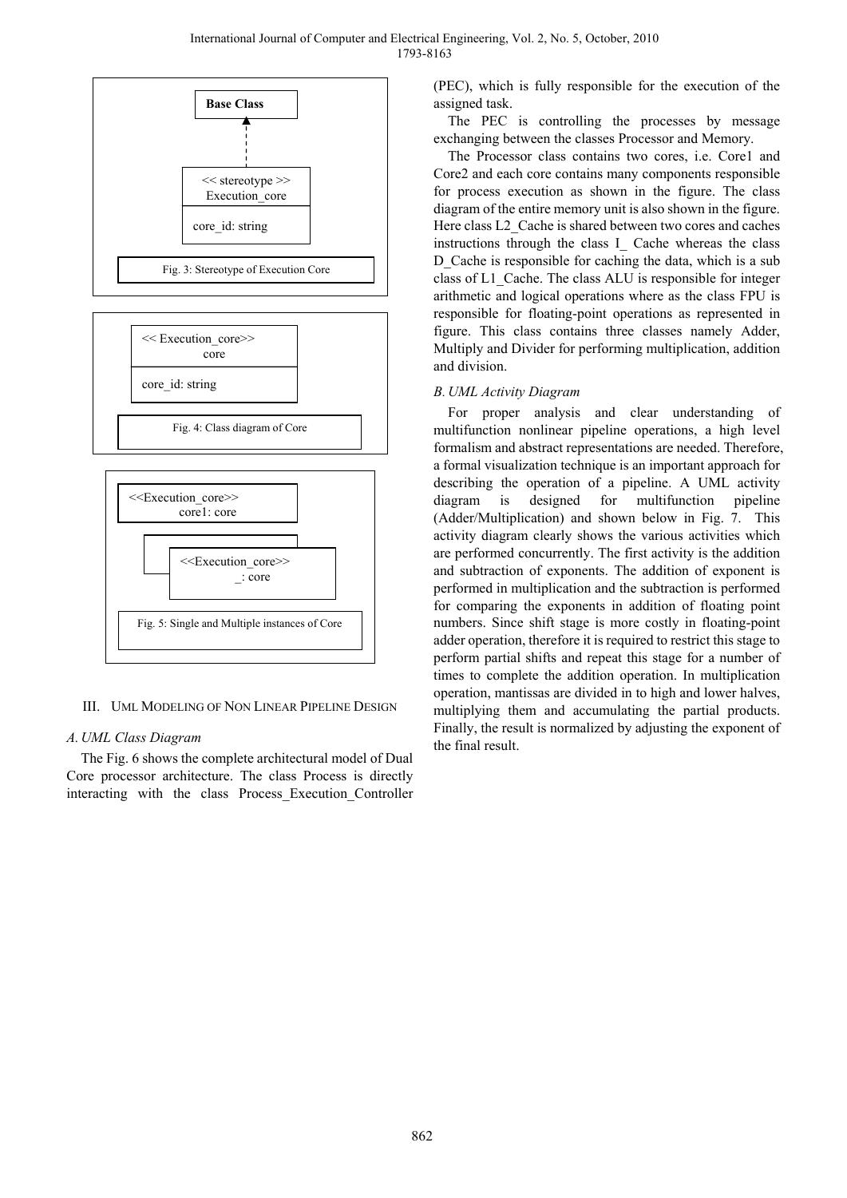Base Class

<< stereotype >>
Execution_core

core_id: string

Fig. 3: Stereotype of Execution Core

<< Execution_core>>
core

core_id: string

Fig. 4: Class diagram of Core

<<Execution_core>>
core1: core

<<Execution_core>>
_: core

Fig. 5: Single and Multiple instances of Core

## III. UML Modeling of Non Linear Pipeline Design

### *A. UML Class Diagram*

The Fig. 6 shows the complete architectural model of Dual Core processor architecture. The class Process is directly interacting with the class Process_Execution_Controller (PEC), which is fully responsible for the execution of the assigned task.

The PEC is controlling the processes by message exchanging between the classes Processor and Memory.

The Processor class contains two cores, i.e. Core1 and Core2 and each core contains many components responsible for process execution as shown in the figure. The class diagram of the entire memory unit is also shown in the figure. Here class L2_Cache is shared between two cores and caches instructions through the class I_ Cache whereas the class D_Cache is responsible for caching the data, which is a sub class of L1_Cache. The class ALU is responsible for integer arithmetic and logical operations where as the class FPU is responsible for floating-point operations as represented in figure. This class contains three classes namely Adder, Multiply and Divider for performing multiplication, addition and division.

### *B. UML Activity Diagram*

For proper analysis and clear understanding of multifunction nonlinear pipeline operations, a high level formalism and abstract representations are needed. Therefore, a formal visualization technique is an important approach for describing the operation of a pipeline. A UML activity diagram is designed for multifunction pipeline (Adder/Multiplication) and shown below in Fig. 7. This activity diagram clearly shows the various activities which are performed concurrently. The first activity is the addition and subtraction of exponents. The addition of exponent is performed in multiplication and the subtraction is performed for comparing the exponents in addition of floating point numbers. Since shift stage is more costly in floating-point adder operation, therefore it is required to restrict this stage to perform partial shifts and repeat this stage for a number of times to complete the addition operation. In multiplication operation, mantissas are divided in to high and lower halves, multiplying them and accumulating the partial products. Finally, the result is normalized by adjusting the exponent of the final result.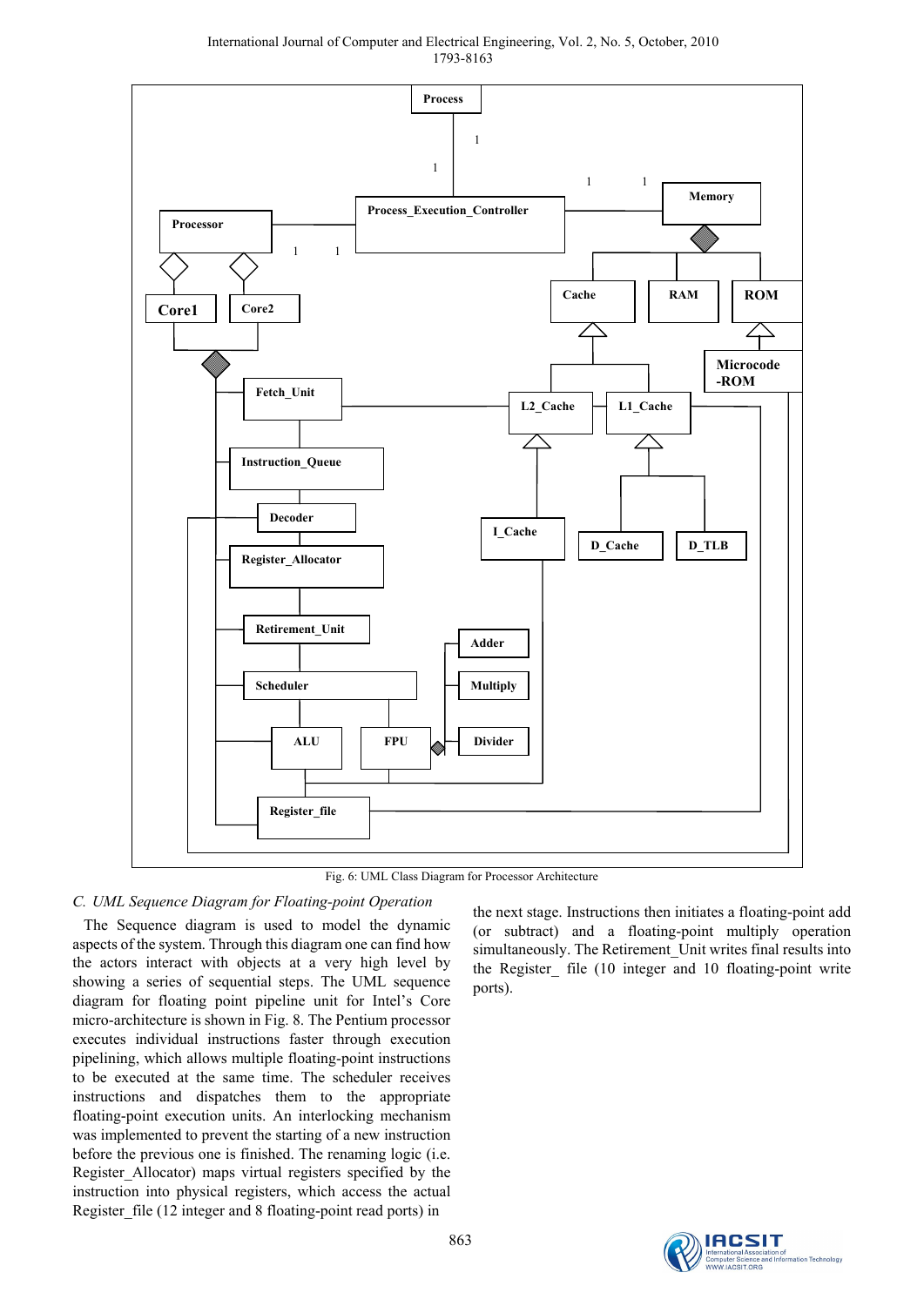Fig. 6: UML Class Diagram for Processor Architecture

*C. UML Sequence Diagram for Floating-point Operation*

The Sequence diagram is used to model the dynamic aspects of the system. Through this diagram one can find how the actors interact with objects at a very high level by showing a series of sequential steps. The UML sequence diagram for floating point pipeline unit for Intel's Core micro-architecture is shown in Fig. 8. The Pentium processor executes individual instructions faster through execution pipelining, which allows multiple floating-point instructions to be executed at the same time. The scheduler receives instructions and dispatches them to the appropriate floating-point execution units. An interlocking mechanism was implemented to prevent the starting of a new instruction before the previous one is finished. The renaming logic (i.e. Register_Allocator) maps virtual registers specified by the instruction into physical registers, which access the actual Register_file (12 integer and 8 floating-point read ports) in the next stage. Instructions then initiates a floating-point add (or subtract) and a floating-point multiply operation simultaneously. The Retirement_Unit writes final results into the Register_ file (10 integer and 10 floating-point write ports).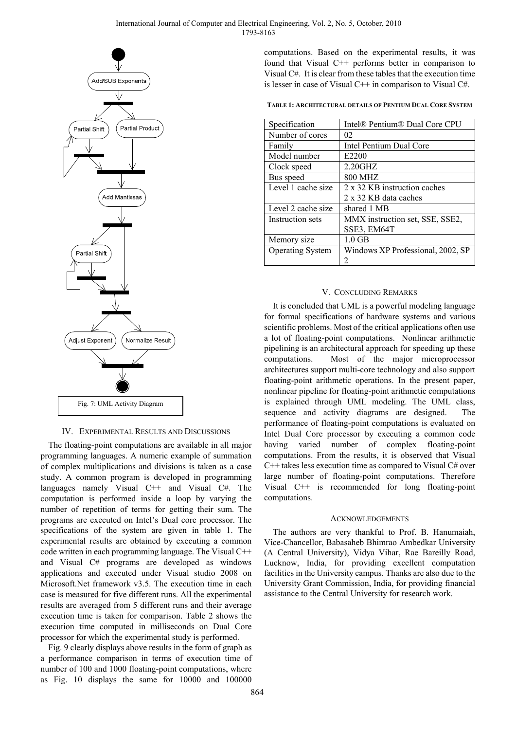Fig. 7: UML Activity Diagram

## IV. Experimental Results and Discussions

The floating-point computations are available in all major programming languages. A numeric example of summation of complex multiplications and divisions is taken as a case study. A common program is developed in programming languages namely Visual C++ and Visual C#. The computation is performed inside a loop by varying the number of repetition of terms for getting their sum. The programs are executed on Intel's Dual core processor. The specifications of the system are given in table 1. The experimental results are obtained by executing a common code written in each programming language. The Visual C++ and Visual C# programs are developed as windows applications and executed under Visual studio 2008 on Microsoft.Net framework v3.5. The execution time in each case is measured for five different runs. All the experimental results are averaged from 5 different runs and their average execution time is taken for comparison. Table 2 shows the execution time computed in milliseconds on Dual Core processor for which the experimental study is performed.

Fig. 9 clearly displays above results in the form of graph as a performance comparison in terms of execution time of number of 100 and 1000 floating-point computations, where as Fig. 10 displays the same for 10000 and 100000 computations. Based on the experimental results, it was found that Visual C++ performs better in comparison to Visual C#. It is clear from these tables that the execution time is lesser in case of Visual C++ in comparison to Visual C#.

**Table 1: Architectural details of Pentium Dual Core System**

| Specification | Intel® Pentium® Dual Core CPU |
|---|---|
| Number of cores | 02 |
| Family | Intel Pentium Dual Core |
| Model number | E2200 |
| Clock speed | 2.20GHZ |
| Bus speed | 800 MHZ |
| Level 1 cache size | 2 x 32 KB instruction caches<br>2 x 32 KB data caches |
| Level 2 cache size | shared 1 MB |
| Instruction sets | MMX instruction set, SSE, SSE2, SSE3, EM64T |
| Memory size | 1.0 GB |
| Operating System | Windows XP Professional, 2002, SP 2 |

## V. Concluding Remarks

It is concluded that UML is a powerful modeling language for formal specifications of hardware systems and various scientific problems. Most of the critical applications often use a lot of floating-point computations. Nonlinear arithmetic pipelining is an architectural approach for speeding up these computations. Most of the major microprocessor architectures support multi-core technology and also support floating-point arithmetic operations. In the present paper, nonlinear pipeline for floating-point arithmetic computations is explained through UML modeling. The UML class, sequence and activity diagrams are designed. The performance of floating-point computations is evaluated on Intel Dual Core processor by executing a common code having varied number of complex floating-point computations. From the results, it is observed that Visual C++ takes less execution time as compared to Visual C# over large number of floating-point computations. Therefore Visual C++ is recommended for long floating-point computations.

## Acknowledgements

The authors are very thankful to Prof. B. Hanumaiah, Vice-Chancellor, Babasaheb Bhimrao Ambedkar University (A Central University), Vidya Vihar, Rae Bareilly Road, Lucknow, India, for providing excellent computation facilities in the University campus. Thanks are also due to the University Grant Commission, India, for providing financial assistance to the Central University for research work.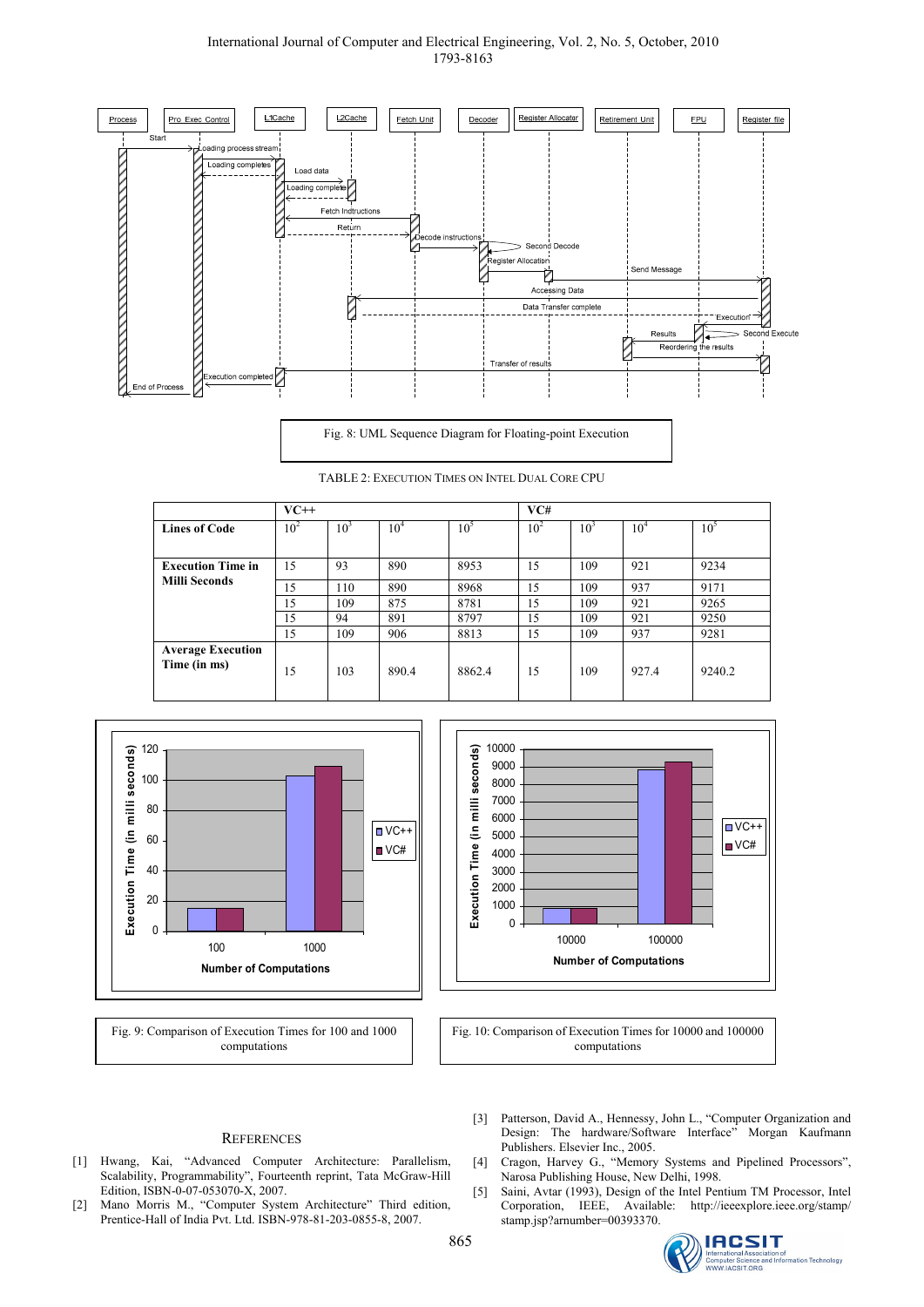Fig. 8: UML Sequence Diagram for Floating-point Execution

TABLE 2: EXECUTION TIMES ON INTEL DUAL CORE CPU

| | VC++ | | | | VC# | | | |
|---|---|---|---|---|---|---|---|---|
| **Lines of Code** | $10^2$ | $10^3$ | $10^4$ | $10^5$ | $10^2$ | $10^3$ | $10^4$ | $10^5$ |
| **Execution Time in Milli Seconds** | 15 | 93 | 890 | 8953 | 15 | 109 | 921 | 9234 |
| | 15 | 110 | 890 | 8968 | 15 | 109 | 937 | 9171 |
| | 15 | 109 | 875 | 8781 | 15 | 109 | 921 | 9265 |
| | 15 | 94 | 891 | 8797 | 15 | 109 | 921 | 9250 |
| | 15 | 109 | 906 | 8813 | 15 | 109 | 937 | 9281 |
| **Average Execution Time (in ms)** | 15 | 103 | 890.4 | 8862.4 | 15 | 109 | 927.4 | 9240.2 |

Fig. 9: Comparison of Execution Times for 100 and 1000 computations

Fig. 10: Comparison of Execution Times for 10000 and 100000 computations

## REFERENCES

[1] Hwang, Kai, "Advanced Computer Architecture: Parallelism, Scalability, Programmability", Fourteenth reprint, Tata McGraw-Hill Edition, ISBN-0-07-053070-X, 2007.

[2] Mano Morris M., "Computer System Architecture" Third edition, Prentice-Hall of India Pvt. Ltd. ISBN-978-81-203-0855-8, 2007.

[3] Patterson, David A., Hennessy, John L., "Computer Organization and Design: The hardware/Software Interface" Morgan Kaufmann Publishers. Elsevier Inc., 2005.

[4] Cragon, Harvey G., "Memory Systems and Pipelined Processors", Narosa Publishing House, New Delhi, 1998.

[5] Saini, Avtar (1993), Design of the Intel Pentium TM Processor, Intel Corporation, IEEE, Available: http://ieeexplore.ieee.org/stamp/stamp.jsp?arnumber=00393370.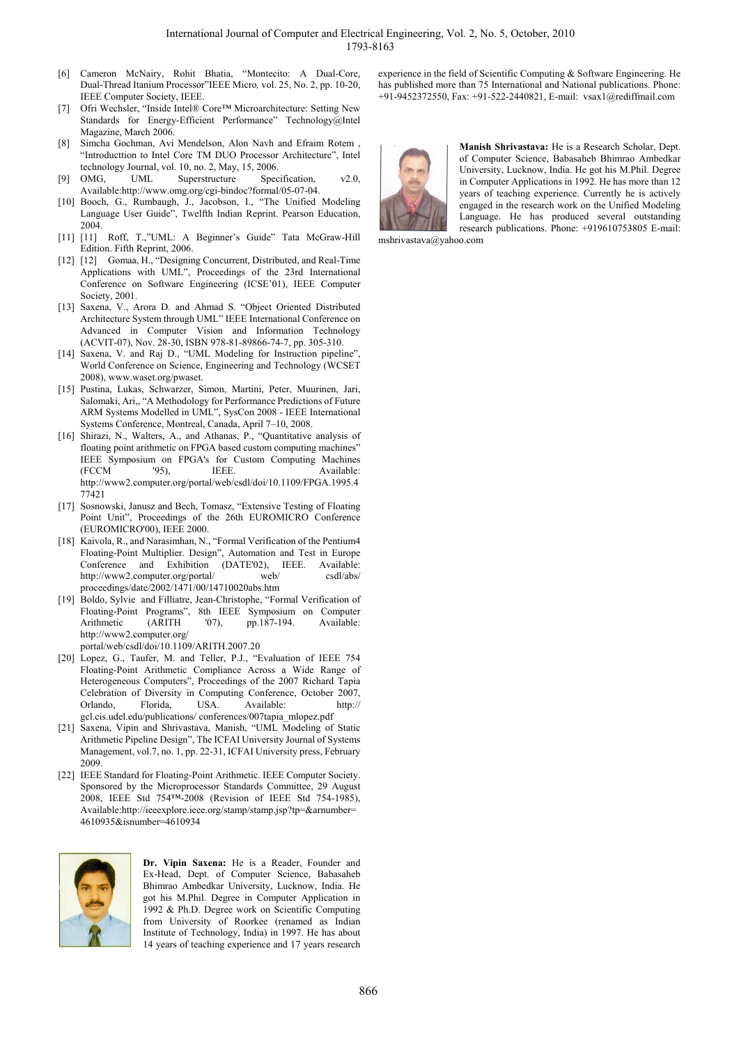[6] Cameron McNairy, Rohit Bhatia, "Montecito: A Dual-Core, Dual-Thread Itanium Processor"IEEE Micro, vol. 25, No. 2, pp. 10-20, IEEE Computer Society, IEEE.

[7] Ofri Wechsler, "Inside Intel® Core™ Microarchitecture: Setting New Standards for Energy-Efficient Performance" Technology@Intel Magazine, March 2006.

[8] Simcha Gochman, Avi Mendelson, Alon Navh and Efraim Rotem , "Introducttion to Intel Core TM DUO Processor Architecture", Intel technology Journal, vol. 10, no. 2, May, 15, 2006.

[9] OMG, UML Superstructure Specification, v2.0, Available:http://www.omg.org/cgi-bindoc?formal/05-07-04.

[10] Booch, G., Rumbaugh, J., Jacobson, I., "The Unified Modeling Language User Guide", Twelfth Indian Reprint. Pearson Education, 2004.

[11] [11] Roff, T.,"UML: A Beginner's Guide" Tata McGraw-Hill Edition. Fifth Reprint, 2006.

[12] [12] Gomaa, H., "Designing Concurrent, Distributed, and Real-Time Applications with UML", Proceedings of the 23rd International Conference on Software Engineering (ICSE'01), IEEE Computer Society, 2001.

[13] Saxena, V., Arora D. and Ahmad S. "Object Oriented Distributed Architecture System through UML" IEEE International Conference on Advanced in Computer Vision and Information Technology (ACVIT-07), Nov. 28-30, ISBN 978-81-89866-74-7, pp. 305-310.

[14] Saxena, V. and Raj D., "UML Modeling for Instruction pipeline", World Conference on Science, Engineering and Technology (WCSET 2008), www.waset.org/pwaset.

[15] Pustina, Lukas, Schwarzer, Simon, Martini, Peter, Muurinen, Jari, Salomaki, Ari,, "A Methodology for Performance Predictions of Future ARM Systems Modelled in UML", SysCon 2008 - IEEE International Systems Conference, Montreal, Canada, April 7–10, 2008.

[16] Shirazi, N., Walters, A., and Athanas, P., "Quantitative analysis of floating point arithmetic on FPGA based custom computing machines" IEEE Symposium on FPGA's for Custom Computing Machines (FCCM '95), IEEE. Available: http://www2.computer.org/portal/web/csdl/doi/10.1109/FPGA.1995.477421

[17] Sosnowski, Janusz and Bech, Tomasz, "Extensive Testing of Floating Point Unit", Proceedings of the 26th EUROMICRO Conference (EUROMICRO'00), IEEE 2000.

[18] Kaivola, R., and Narasimhan, N., "Formal Verification of the Pentium4 Floating-Point Multiplier. Design", Automation and Test in Europe Conference and Exhibition (DATE'02), IEEE. Available: http://www2.computer.org/portal/ web/ csdl/abs/ proceedings/date/2002/1471/00/14710020abs.htm

[19] Boldo, Sylvie and Filliatre, Jean-Christophe, "Formal Verification of Floating-Point Programs", 8th IEEE Symposium on Computer Arithmetic (ARITH '07), pp.187-194. Available: http://www2.computer.org/ portal/web/csdl/doi/10.1109/ARITH.2007.20

[20] Lopez, G., Taufer, M. and Teller, P.J., "Evaluation of IEEE 754 Floating-Point Arithmetic Compliance Across a Wide Range of Heterogeneous Computers", Proceedings of the 2007 Richard Tapia Celebration of Diversity in Computing Conference, October 2007, Orlando, Florida, USA. Available: http:// gcl.cis.udel.edu/publications/ conferences/007tapia_mlopez.pdf

[21] Saxena, Vipin and Shrivastava, Manish, "UML Modeling of Static Arithmetic Pipeline Design", The ICFAI University Journal of Systems Management, vol.7, no. 1, pp. 22-31, ICFAI University press, February 2009.

[22] IEEE Standard for Floating-Point Arithmetic. IEEE Computer Society. Sponsored by the Microprocessor Standards Committee, 29 August 2008, IEEE Std 754™-2008 (Revision of IEEE Std 754-1985), Available:http://ieeexplore.ieee.org/stamp/stamp.jsp?tp=&arnumber=4610935&isnumber=4610934

**Dr. Vipin Saxena:** He is a Reader, Founder and Ex-Head, Dept. of Computer Science, Babasaheb Bhimrao Ambedkar University, Lucknow, India. He got his M.Phil. Degree in Computer Application in 1992 & Ph.D. Degree work on Scientific Computing from University of Roorkee (renamed as Indian Institute of Technology, India) in 1997. He has about 14 years of teaching experience and 17 years research experience in the field of Scientific Computing & Software Engineering. He has published more than 75 International and National publications. Phone: +91-9452372550, Fax: +91-522-2440821, E-mail: vsax1@rediffmail.com

**Manish Shrivastava:** He is a Research Scholar, Dept. of Computer Science, Babasaheb Bhimrao Ambedkar University, Lucknow, India. He got his M.Phil. Degree in Computer Applications in 1992. He has more than 12 years of teaching experience. Currently he is actively engaged in the research work on the Unified Modeling Language. He has produced several outstanding research publications. Phone: +919610753805 E-mail: mshrivastava@yahoo.com